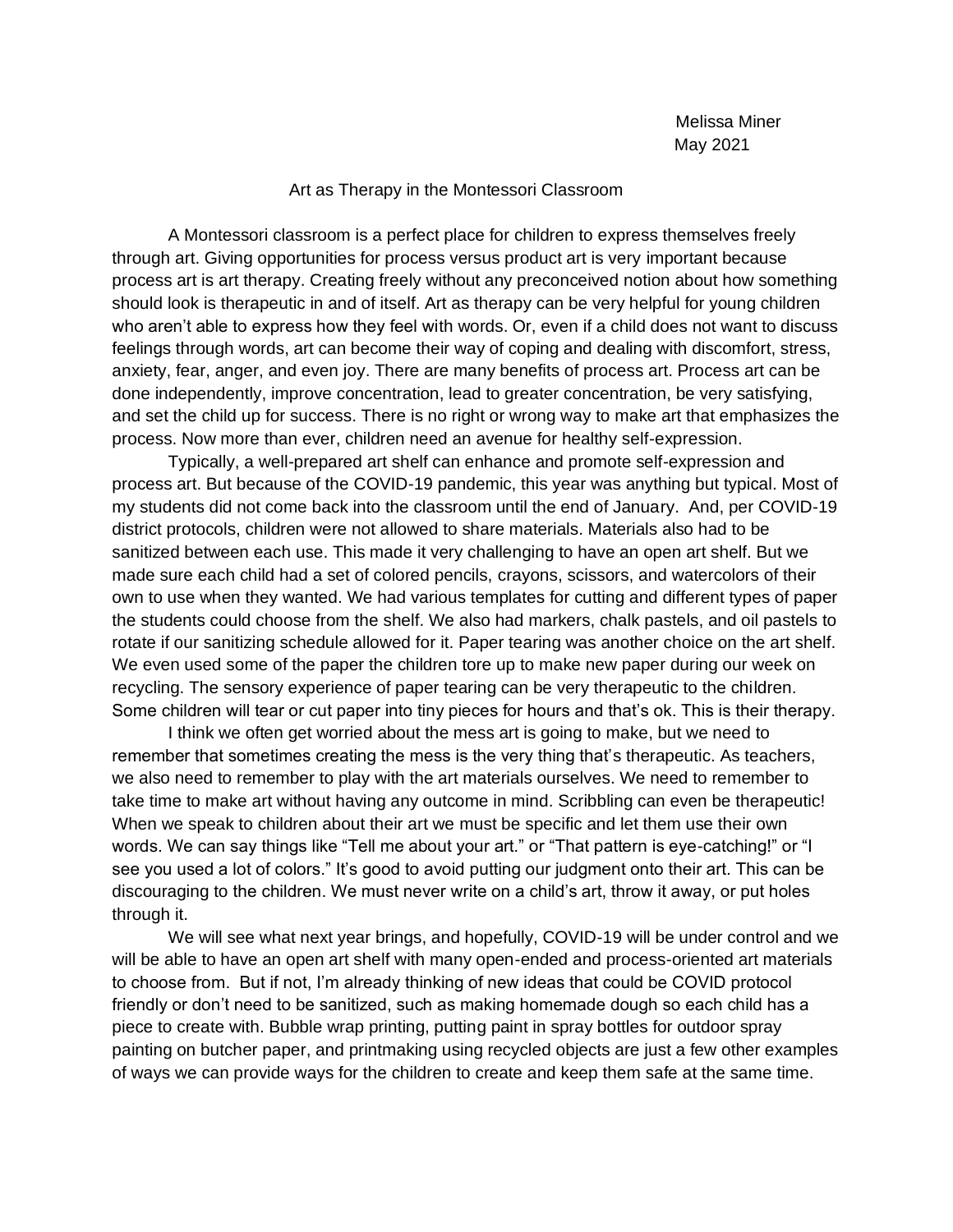Melissa Miner
May 2021

# Art as Therapy in the Montessori Classroom

A Montessori classroom is a perfect place for children to express themselves freely through art. Giving opportunities for process versus product art is very important because process art is art therapy. Creating freely without any preconceived notion about how something should look is therapeutic in and of itself. Art as therapy can be very helpful for young children who aren't able to express how they feel with words. Or, even if a child does not want to discuss feelings through words, art can become their way of coping and dealing with discomfort, stress, anxiety, fear, anger, and even joy. There are many benefits of process art. Process art can be done independently, improve concentration, lead to greater concentration, be very satisfying, and set the child up for success. There is no right or wrong way to make art that emphasizes the process. Now more than ever, children need an avenue for healthy self-expression.

Typically, a well-prepared art shelf can enhance and promote self-expression and process art. But because of the COVID-19 pandemic, this year was anything but typical. Most of my students did not come back into the classroom until the end of January. And, per COVID-19 district protocols, children were not allowed to share materials. Materials also had to be sanitized between each use. This made it very challenging to have an open art shelf. But we made sure each child had a set of colored pencils, crayons, scissors, and watercolors of their own to use when they wanted. We had various templates for cutting and different types of paper the students could choose from the shelf. We also had markers, chalk pastels, and oil pastels to rotate if our sanitizing schedule allowed for it. Paper tearing was another choice on the art shelf. We even used some of the paper the children tore up to make new paper during our week on recycling. The sensory experience of paper tearing can be very therapeutic to the children. Some children will tear or cut paper into tiny pieces for hours and that's ok. This is their therapy.

I think we often get worried about the mess art is going to make, but we need to remember that sometimes creating the mess is the very thing that's therapeutic. As teachers, we also need to remember to play with the art materials ourselves. We need to remember to take time to make art without having any outcome in mind. Scribbling can even be therapeutic! When we speak to children about their art we must be specific and let them use their own words. We can say things like "Tell me about your art." or "That pattern is eye-catching!" or "I see you used a lot of colors." It's good to avoid putting our judgment onto their art. This can be discouraging to the children. We must never write on a child's art, throw it away, or put holes through it.

We will see what next year brings, and hopefully, COVID-19 will be under control and we will be able to have an open art shelf with many open-ended and process-oriented art materials to choose from. But if not, I'm already thinking of new ideas that could be COVID protocol friendly or don't need to be sanitized, such as making homemade dough so each child has a piece to create with. Bubble wrap printing, putting paint in spray bottles for outdoor spray painting on butcher paper, and printmaking using recycled objects are just a few other examples of ways we can provide ways for the children to create and keep them safe at the same time.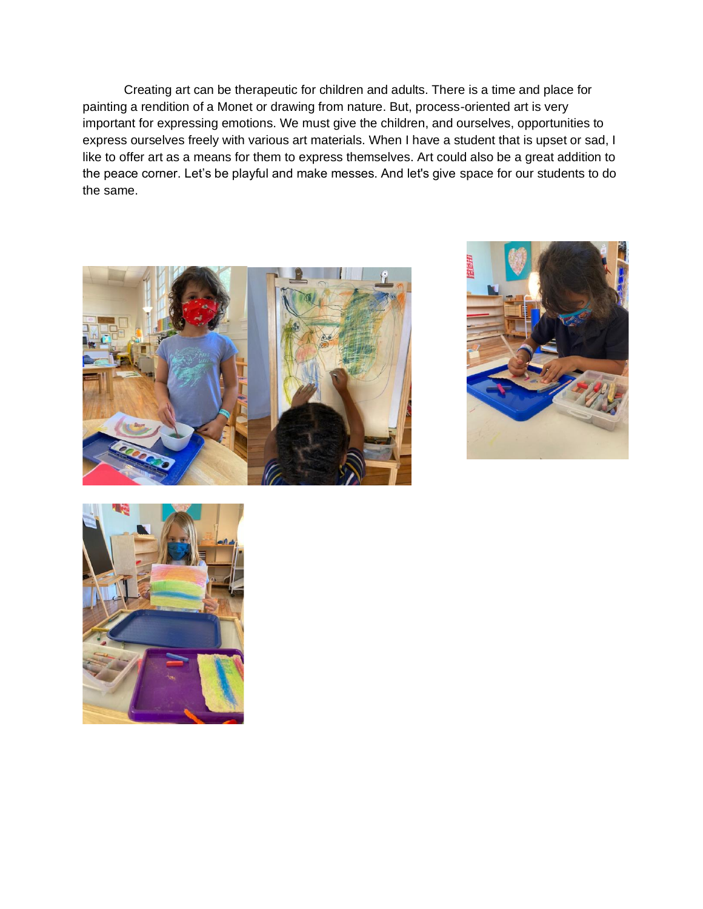Creating art can be therapeutic for children and adults. There is a time and place for painting a rendition of a Monet or drawing from nature. But, process-oriented art is very important for expressing emotions. We must give the children, and ourselves, opportunities to express ourselves freely with various art materials. When I have a student that is upset or sad, I like to offer art as a means for them to express themselves. Art could also be a great addition to the peace corner. Let's be playful and make messes. And let's give space for our students to do the same.